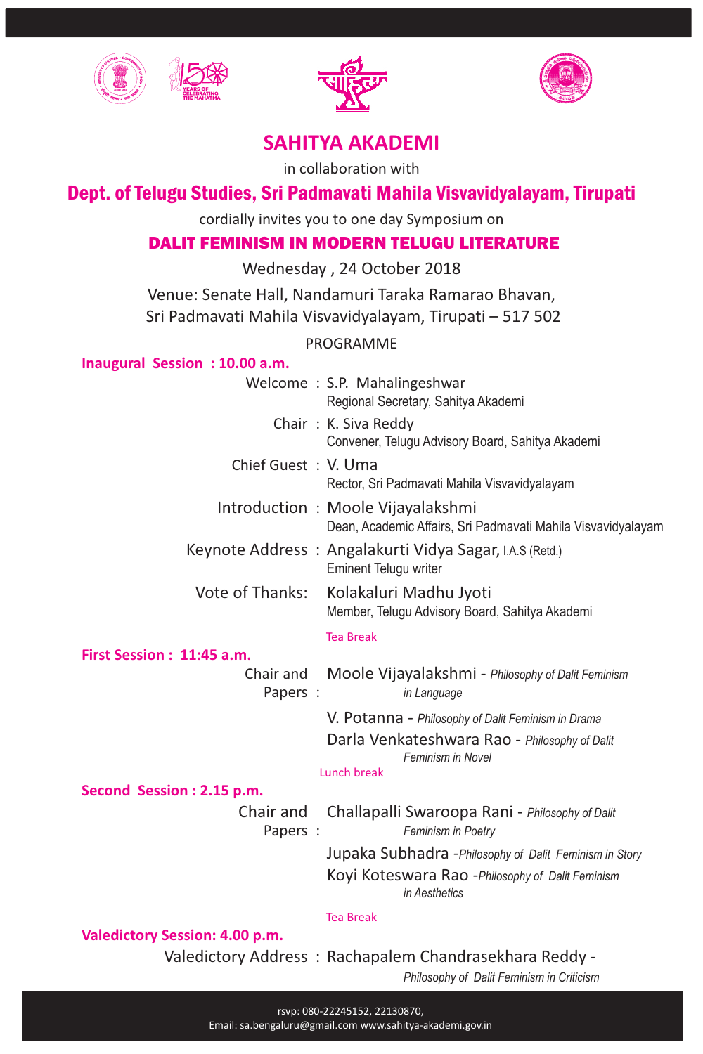# SAHITYA AKADEMI

in collaboration with

## Dept. of Telugu Studies, Sri Padmavati Mahila Visvavidyalayam, Tirupati

cordially invites you to one day Symposium on

## DALIT FEMINISM IN MODERN TELUGU LITERATURE

Wednesday , 24 October 2018

Venue: Senate Hall, Nandamuri Taraka Ramarao Bhavan,
Sri Padmavati Mahila Visvavidyalayam, Tirupati – 517 502

PROGRAMME

**Inaugural Session : 10.00 a.m.**

Welcome : S.P. Mahalingeshwar
Regional Secretary, Sahitya Akademi

Chair : K. Siva Reddy
Convener, Telugu Advisory Board, Sahitya Akademi

Chief Guest : V. Uma
Rector, Sri Padmavati Mahila Visvavidyalayam

Introduction : Moole Vijayalakshmi
Dean, Academic Affairs, Sri Padmavati Mahila Visvavidyalayam

Keynote Address : Angalakurti Vidya Sagar, I.A.S (Retd.)
Eminent Telugu writer

Vote of Thanks: Kolakaluri Madhu Jyoti
Member, Telugu Advisory Board, Sahitya Akademi

Tea Break

**First Session : 11:45 a.m.**

Chair and Papers :

Moole Vijayalakshmi - *Philosophy of Dalit Feminism in Language*

V. Potanna - *Philosophy of Dalit Feminism in Drama*

Darla Venkateshwara Rao - *Philosophy of Dalit Feminism in Novel*

Lunch break

**Second Session : 2.15 p.m.**

Chair and Papers :

Challapalli Swaroopa Rani - *Philosophy of Dalit Feminism in Poetry*

Jupaka Subhadra -*Philosophy of Dalit Feminism in Story*

Koyi Koteswara Rao -*Philosophy of Dalit Feminism in Aesthetics*

Tea Break

**Valedictory Session: 4.00 p.m.**

Valedictory Address : Rachapalem Chandrasekhara Reddy - *Philosophy of Dalit Feminism in Criticism*

rsvp: 080-22245152, 22130870,
Email: sa.bengaluru@gmail.com www.sahitya-akademi.gov.in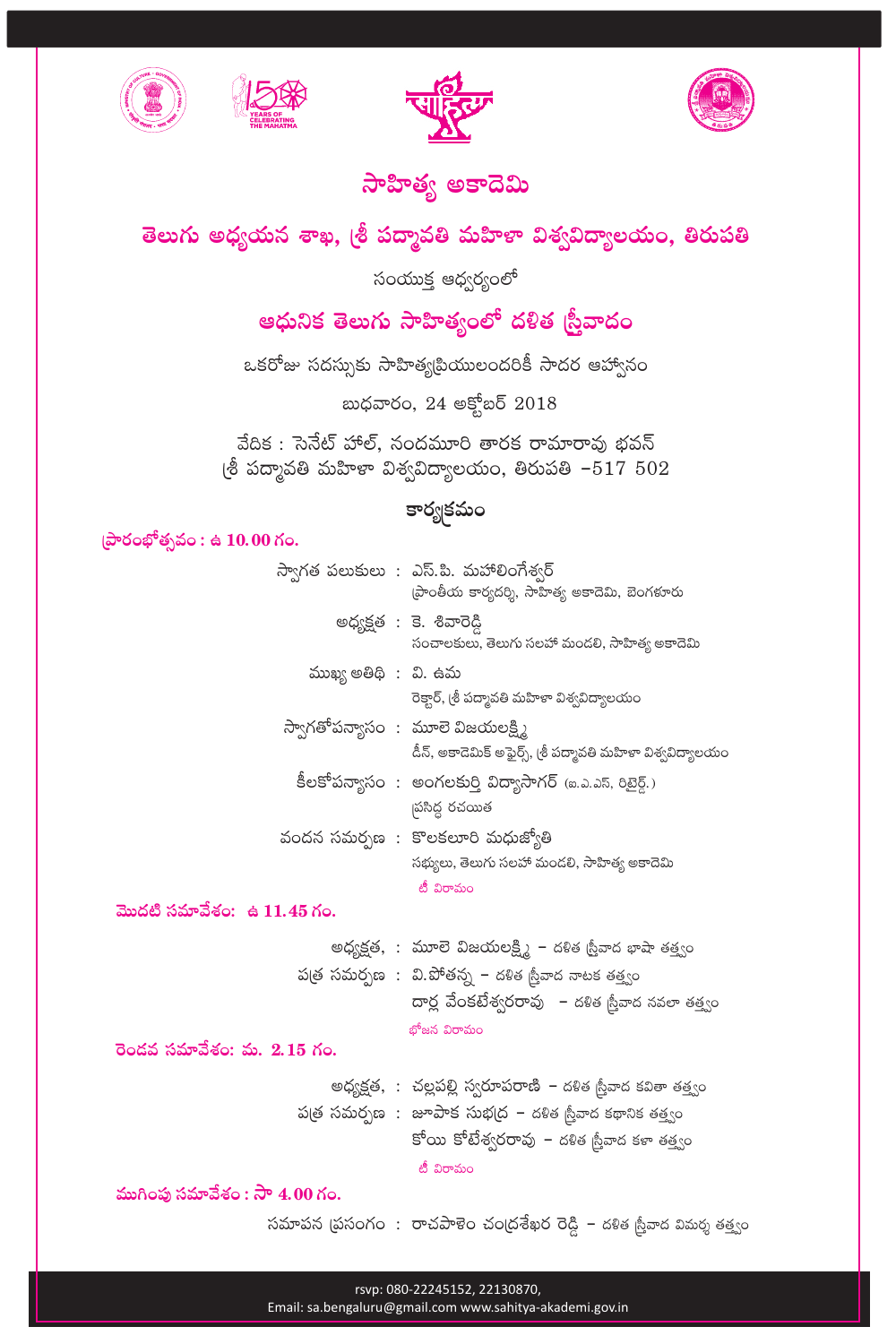# సాహిత్య అకాదెమి

## తెలుగు అధ్యయన శాఖ, శ్రీ పద్మావతి మహిళా విశ్వవిద్యాలయం, తిరుపతి

సంయుక్త ఆధ్వర్యంలో

## ఆధునిక తెలుగు సాహిత్యంలో దళిత స్త్రీవాదం

ఒకరోజు సదస్సుకు సాహిత్యప్రియులందరికీ సాదర ఆహ్వానం

బుధవారం, 24 అక్టోబర్ 2018

వేదిక : సెనేట్ హాల్, నందమూరి తారక రామారావు భవన్
శ్రీ పద్మావతి మహిళా విశ్వవిద్యాలయం, తిరుపతి –517 502

### కార్యక్రమం

**ప్రారంభోత్సవం : ఉ 10.00 గం.**

స్వాగత పలుకులు : ఎస్.పి. మహాలింగేశ్వర్
ప్రాంతీయ కార్యదర్శి, సాహిత్య అకాదెమి, బెంగళూరు

అధ్యక్షత : కె. శివారెడ్డి
సంచాలకులు, తెలుగు సలహా మండలి, సాహిత్య అకాదెమి

ముఖ్య అతిథి : వి. ఉమ
రెక్టార్, శ్రీ పద్మావతి మహిళా విశ్వవిద్యాలయం

స్వాగతోపన్యాసం : మూలె విజయలక్ష్మి
డీన్, అకాడెమిక్ అఫైర్స్, శ్రీ పద్మావతి మహిళా విశ్వవిద్యాలయం

కీలకోపన్యాసం : అంగలకుర్తి విద్యాసాగర్ (ఐ.ఎ.ఎస్, రిటైర్డ్.)
ప్రసిద్ధ రచయిత

వందన సమర్పణ : కొలకలూరి మధుజ్యోతి
సభ్యులు, తెలుగు సలహా మండలి, సాహిత్య అకాదెమి

టీ విరామం

**మొదటి సమావేశం: ఉ 11.45 గం.**

అధ్యక్షత, : మూలె విజయలక్ష్మి – దళిత స్త్రీవాద భాషా తత్త్వం
పత్ర సమర్పణ : వి.పోతన్న – దళిత స్త్రీవాద నాటక తత్త్వం
దార్ల వేంకటేశ్వరరావు – దళిత స్త్రీవాద నవలా తత్త్వం

భోజన విరామం

**రెండవ సమావేశం: మ. 2.15 గం.**

అధ్యక్షత, : చల్లపల్లి స్వరూపరాణి – దళిత స్త్రీవాద కవితా తత్త్వం
పత్ర సమర్పణ : జూపాక సుభద్ర – దళిత స్త్రీవాద కథానిక తత్త్వం
కోయి కోటేశ్వరరావు – దళిత స్త్రీవాద కళా తత్త్వం

టీ విరామం

**ముగింపు సమావేశం : సా 4.00 గం.**

సమాపన ప్రసంగం : రాచపాళెం చంద్రశేఖర రెడ్డి – దళిత స్త్రీవాద విమర్శ తత్త్వం

rsvp: 080-22245152, 22130870,
Email: sa.bengaluru@gmail.com www.sahitya-akademi.gov.in